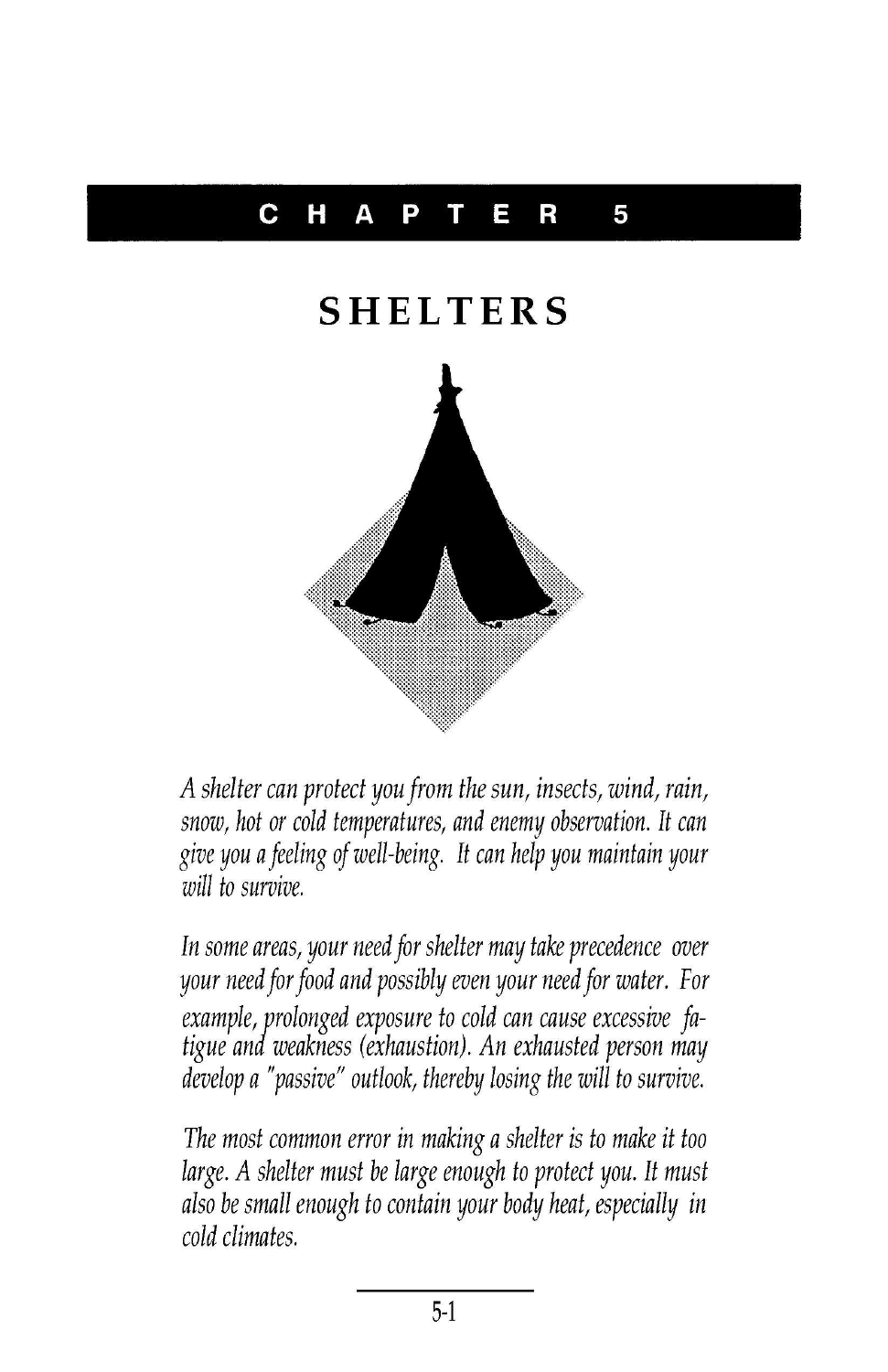# CHAPTER 5

# SHELTERS

*A shelter can protect you from the sun, insects, wind, rain, snow, hot or cold temperatures, and enemy observation. It can give you a feeling of well-being. It can help you maintain your will to survive.*

*In some areas, your need for shelter may take precedence over your need for food and possibly even your need for water. For example, prolonged exposure to cold can cause excessive fatigue and weakness (exhaustion). An exhausted person may develop a "passive" outlook, thereby losing the will to survive.*

*The most common error in making a shelter is to make it too large. A shelter must be large enough to protect you. It must also be small enough to contain your body heat, especially in cold climates.*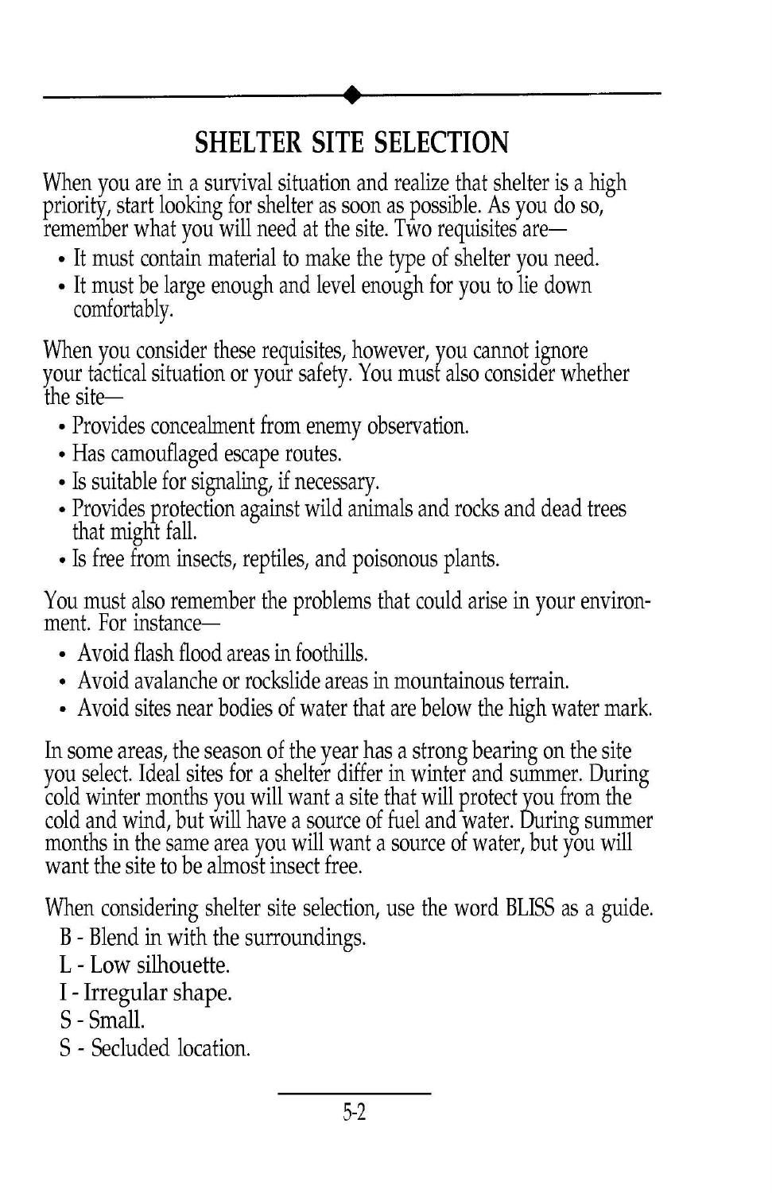## SHELTER SITE SELECTION

When you are in a survival situation and realize that shelter is a high priority, start looking for shelter as soon as possible. As you do so, remember what you will need at the site. Two requisites are—

- It must contain material to make the type of shelter you need.
- It must be large enough and level enough for you to lie down comfortably.

When you consider these requisites, however, you cannot ignore your tactical situation or your safety. You must also consider whether the site—

- Provides concealment from enemy observation.
- Has camouflaged escape routes.
- Is suitable for signaling, if necessary.
- Provides protection against wild animals and rocks and dead trees that might fall.
- Is free from insects, reptiles, and poisonous plants.

You must also remember the problems that could arise in your environment. For instance—

- Avoid flash flood areas in foothills.
- Avoid avalanche or rockslide areas in mountainous terrain.
- Avoid sites near bodies of water that are below the high water mark.

In some areas, the season of the year has a strong bearing on the site you select. Ideal sites for a shelter differ in winter and summer. During cold winter months you will want a site that will protect you from the cold and wind, but will have a source of fuel and water. During summer months in the same area you will want a source of water, but you will want the site to be almost insect free.

When considering shelter site selection, use the word BLISS as a guide.

B - Blend in with the surroundings.
L - Low silhouette.
I - Irregular shape.
S - Small.
S - Secluded location.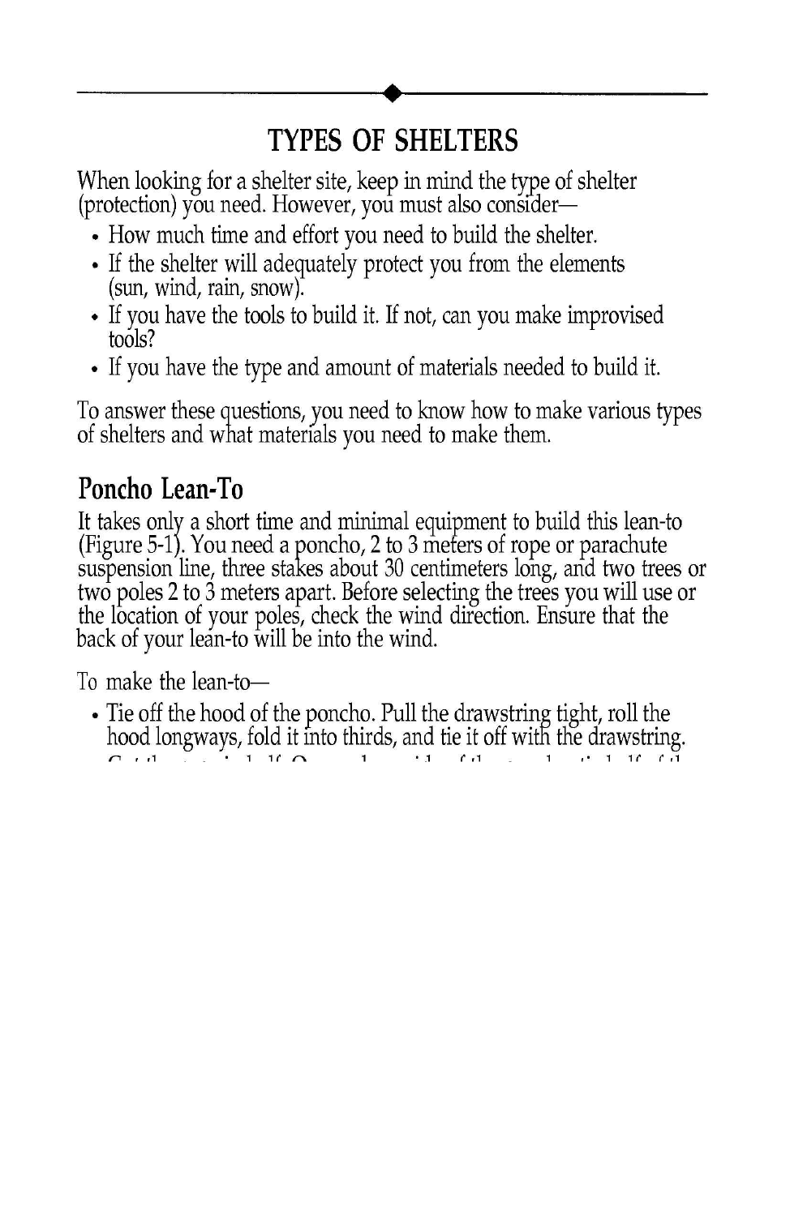## TYPES OF SHELTERS

When looking for a shelter site, keep in mind the type of shelter (protection) you need. However, you must also consider—

- How much time and effort you need to build the shelter.
- If the shelter will adequately protect you from the elements (sun, wind, rain, snow).
- If you have the tools to build it. If not, can you make improvised tools?
- If you have the type and amount of materials needed to build it.

To answer these questions, you need to know how to make various types of shelters and what materials you need to make them.

### Poncho Lean-To

It takes only a short time and minimal equipment to build this lean-to (Figure 5-1). You need a poncho, 2 to 3 meters of rope or parachute suspension line, three stakes about 30 centimeters long, and two trees or two poles 2 to 3 meters apart. Before selecting the trees you will use or the location of your poles, check the wind direction. Ensure that the back of your lean-to will be into the wind.

To make the lean-to—

- Tie off the hood of the poncho. Pull the drawstring tight, roll the hood longways, fold it into thirds, and tie it off with the drawstring.